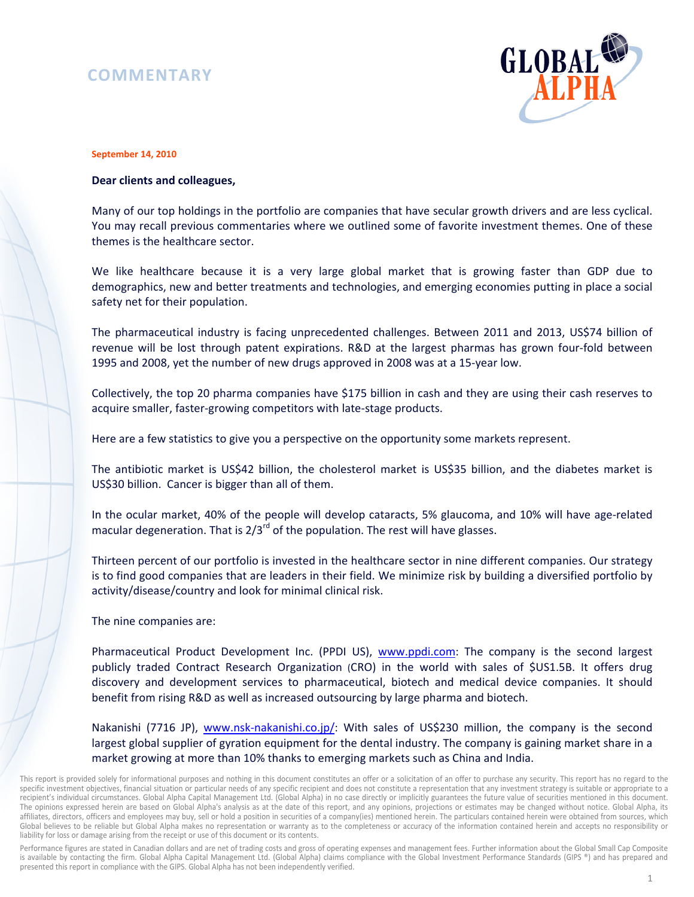# COMMENTARY

**September 14, 2010**

**Dear clients and colleagues,**

Many of our top holdings in the portfolio are companies that have secular growth drivers and are less cyclical. You may recall previous commentaries where we outlined some of favorite investment themes. One of these themes is the healthcare sector.

We like healthcare because it is a very large global market that is growing faster than GDP due to demographics, new and better treatments and technologies, and emerging economies putting in place a social safety net for their population.

The pharmaceutical industry is facing unprecedented challenges. Between 2011 and 2013, US$74 billion of revenue will be lost through patent expirations. R&D at the largest pharmas has grown four-fold between 1995 and 2008, yet the number of new drugs approved in 2008 was at a 15-year low.

Collectively, the top 20 pharma companies have $175 billion in cash and they are using their cash reserves to acquire smaller, faster-growing competitors with late-stage products.

Here are a few statistics to give you a perspective on the opportunity some markets represent.

The antibiotic market is US$42 billion, the cholesterol market is US$35 billion, and the diabetes market is US$30 billion. Cancer is bigger than all of them.

In the ocular market, 40% of the people will develop cataracts, 5% glaucoma, and 10% will have age-related macular degeneration. That is 2/3rd of the population. The rest will have glasses.

Thirteen percent of our portfolio is invested in the healthcare sector in nine different companies. Our strategy is to find good companies that are leaders in their field. We minimize risk by building a diversified portfolio by activity/disease/country and look for minimal clinical risk.

The nine companies are:

Pharmaceutical Product Development Inc. (PPDI US), www.ppdi.com: The company is the second largest publicly traded Contract Research Organization (CRO) in the world with sales of $US1.5B. It offers drug discovery and development services to pharmaceutical, biotech and medical device companies. It should benefit from rising R&D as well as increased outsourcing by large pharma and biotech.

Nakanishi (7716 JP), www.nsk-nakanishi.co.jp/: With sales of US$230 million, the company is the second largest global supplier of gyration equipment for the dental industry. The company is gaining market share in a market growing at more than 10% thanks to emerging markets such as China and India.

This report is provided solely for informational purposes and nothing in this document constitutes an offer or a solicitation of an offer to purchase any security. This report has no regard to the specific investment objectives, financial situation or particular needs of any specific recipient and does not constitute a representation that any investment strategy is suitable or appropriate to a recipient's individual circumstances. Global Alpha Capital Management Ltd. (Global Alpha) in no case directly or implicitly guarantees the future value of securities mentioned in this document. The opinions expressed herein are based on Global Alpha's analysis as at the date of this report, and any opinions, projections or estimates may be changed without notice. Global Alpha, its affiliates, directors, officers and employees may buy, sell or hold a position in securities of a company(ies) mentioned herein. The particulars contained herein were obtained from sources, which Global believes to be reliable but Global Alpha makes no representation or warranty as to the completeness or accuracy of the information contained herein and accepts no responsibility or liability for loss or damage arising from the receipt or use of this document or its contents.

Performance figures are stated in Canadian dollars and are net of trading costs and gross of operating expenses and management fees. Further information about the Global Small Cap Composite is available by contacting the firm. Global Alpha Capital Management Ltd. (Global Alpha) claims compliance with the Global Investment Performance Standards (GIPS ®) and has prepared and presented this report in compliance with the GIPS. Global Alpha has not been independently verified.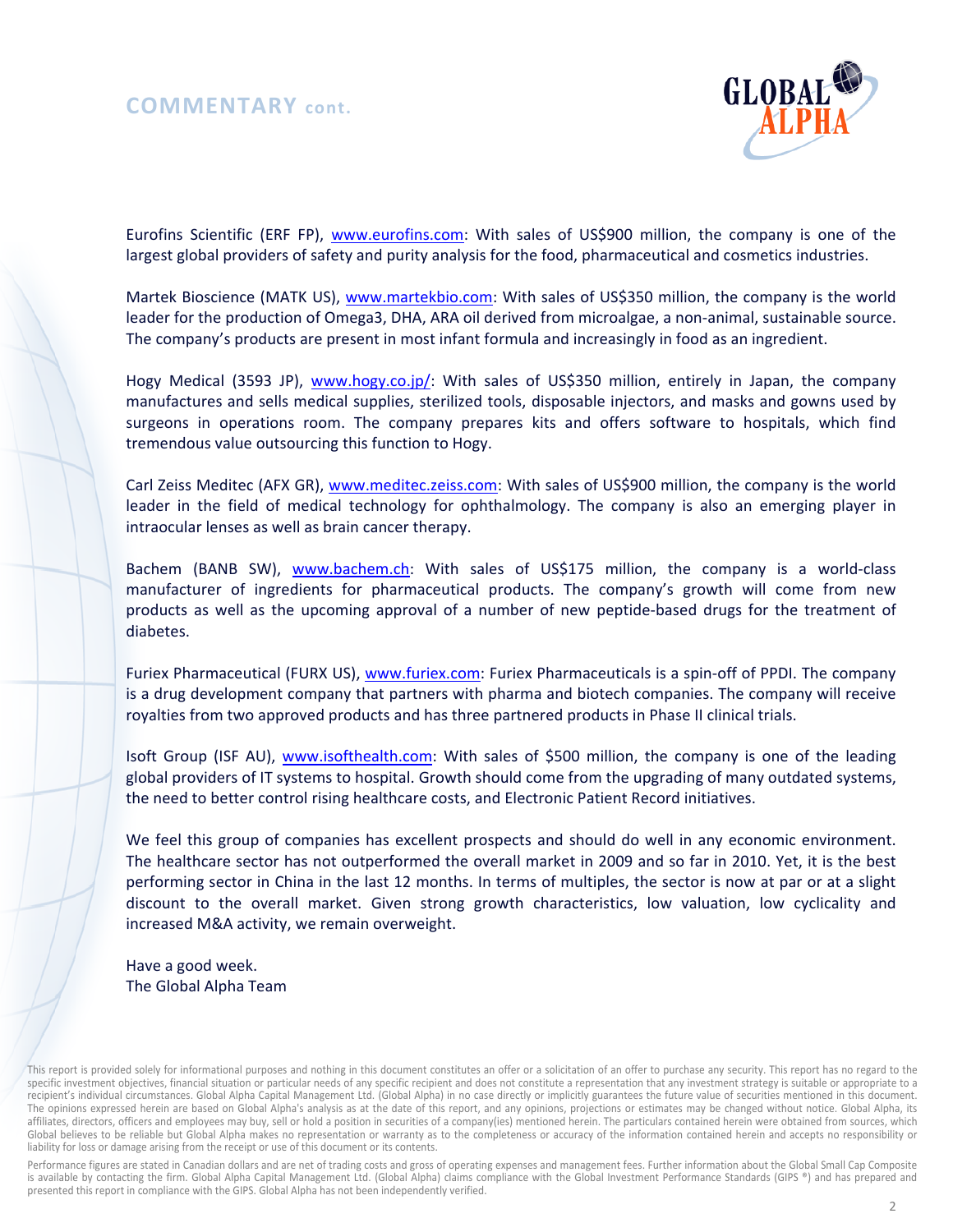## COMMENTARY cont.

Eurofins Scientific (ERF FP), www.eurofins.com: With sales of US$900 million, the company is one of the largest global providers of safety and purity analysis for the food, pharmaceutical and cosmetics industries.

Martek Bioscience (MATK US), www.martekbio.com: With sales of US$350 million, the company is the world leader for the production of Omega3, DHA, ARA oil derived from microalgae, a non-animal, sustainable source. The company's products are present in most infant formula and increasingly in food as an ingredient.

Hogy Medical (3593 JP), www.hogy.co.jp/: With sales of US$350 million, entirely in Japan, the company manufactures and sells medical supplies, sterilized tools, disposable injectors, and masks and gowns used by surgeons in operations room. The company prepares kits and offers software to hospitals, which find tremendous value outsourcing this function to Hogy.

Carl Zeiss Meditec (AFX GR), www.meditec.zeiss.com: With sales of US$900 million, the company is the world leader in the field of medical technology for ophthalmology. The company is also an emerging player in intraocular lenses as well as brain cancer therapy.

Bachem (BANB SW), www.bachem.ch: With sales of US$175 million, the company is a world-class manufacturer of ingredients for pharmaceutical products. The company's growth will come from new products as well as the upcoming approval of a number of new peptide-based drugs for the treatment of diabetes.

Furiex Pharmaceutical (FURX US), www.furiex.com: Furiex Pharmaceuticals is a spin-off of PPDI. The company is a drug development company that partners with pharma and biotech companies. The company will receive royalties from two approved products and has three partnered products in Phase II clinical trials.

Isoft Group (ISF AU), www.isofthealth.com: With sales of $500 million, the company is one of the leading global providers of IT systems to hospital. Growth should come from the upgrading of many outdated systems, the need to better control rising healthcare costs, and Electronic Patient Record initiatives.

We feel this group of companies has excellent prospects and should do well in any economic environment. The healthcare sector has not outperformed the overall market in 2009 and so far in 2010. Yet, it is the best performing sector in China in the last 12 months. In terms of multiples, the sector is now at par or at a slight discount to the overall market. Given strong growth characteristics, low valuation, low cyclicality and increased M&A activity, we remain overweight.

Have a good week.
The Global Alpha Team

This report is provided solely for informational purposes and nothing in this document constitutes an offer or a solicitation of an offer to purchase any security. This report has no regard to the specific investment objectives, financial situation or particular needs of any specific recipient and does not constitute a representation that any investment strategy is suitable or appropriate to a recipient's individual circumstances. Global Alpha Capital Management Ltd. (Global Alpha) in no case directly or implicitly guarantees the future value of securities mentioned in this document. The opinions expressed herein are based on Global Alpha's analysis as at the date of this report, and any opinions, projections or estimates may be changed without notice. Global Alpha, its affiliates, directors, officers and employees may buy, sell or hold a position in securities of a company(ies) mentioned herein. The particulars contained herein were obtained from sources, which Global believes to be reliable but Global Alpha makes no representation or warranty as to the completeness or accuracy of the information contained herein and accepts no responsibility or liability for loss or damage arising from the receipt or use of this document or its contents.

Performance figures are stated in Canadian dollars and are net of trading costs and gross of operating expenses and management fees. Further information about the Global Small Cap Composite is available by contacting the firm. Global Alpha Capital Management Ltd. (Global Alpha) claims compliance with the Global Investment Performance Standards (GIPS ®) and has prepared and presented this report in compliance with the GIPS. Global Alpha has not been independently verified.